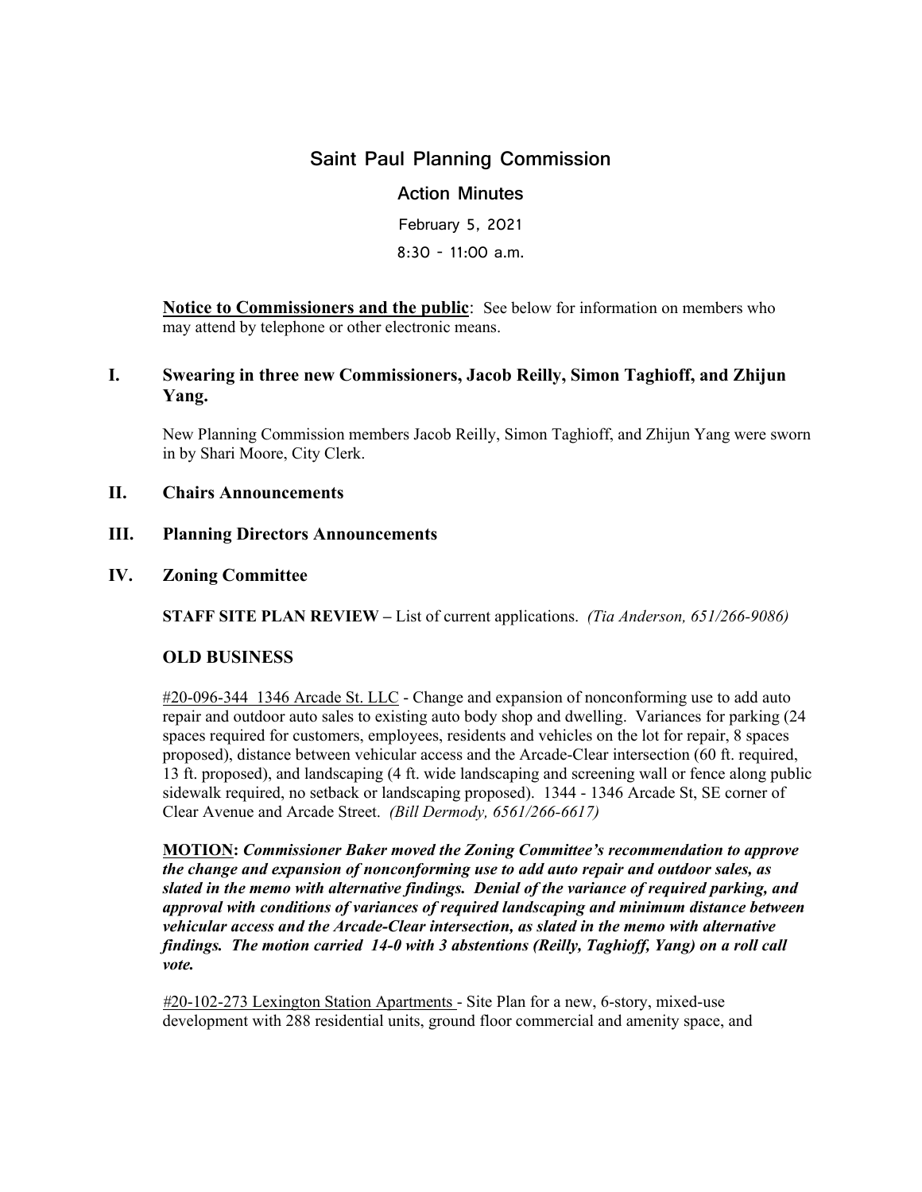# Saint Paul Planning Commission

## Action Minutes

February 5, 2021

8:30 - 11:00 a.m.

**Notice to Commissioners and the public**: See below for information on members who may attend by telephone or other electronic means.

## I. Swearing in three new Commissioners, Jacob Reilly, Simon Taghioff, and Zhijun Yang.

New Planning Commission members Jacob Reilly, Simon Taghioff, and Zhijun Yang were sworn in by Shari Moore, City Clerk.

## II. Chairs Announcements

## III. Planning Directors Announcements

## IV. Zoning Committee

**STAFF SITE PLAN REVIEW** – List of current applications. *(Tia Anderson, 651/266-9086)*

### OLD BUSINESS

#20-096-344 1346 Arcade St. LLC - Change and expansion of nonconforming use to add auto repair and outdoor auto sales to existing auto body shop and dwelling. Variances for parking (24 spaces required for customers, employees, residents and vehicles on the lot for repair, 8 spaces proposed), distance between vehicular access and the Arcade-Clear intersection (60 ft. required, 13 ft. proposed), and landscaping (4 ft. wide landscaping and screening wall or fence along public sidewalk required, no setback or landscaping proposed). 1344 - 1346 Arcade St, SE corner of Clear Avenue and Arcade Street. *(Bill Dermody, 6561/266-6617)*

**MOTION:** ***Commissioner Baker moved the Zoning Committee's recommendation to approve the change and expansion of nonconforming use to add auto repair and outdoor sales, as slated in the memo with alternative findings. Denial of the variance of required parking, and approval with conditions of variances of required landscaping and minimum distance between vehicular access and the Arcade-Clear intersection, as slated in the memo with alternative findings. The motion carried 14-0 with 3 abstentions (Reilly, Taghioff, Yang) on a roll call vote.***

#20-102-273 Lexington Station Apartments - Site Plan for a new, 6-story, mixed-use development with 288 residential units, ground floor commercial and amenity space, and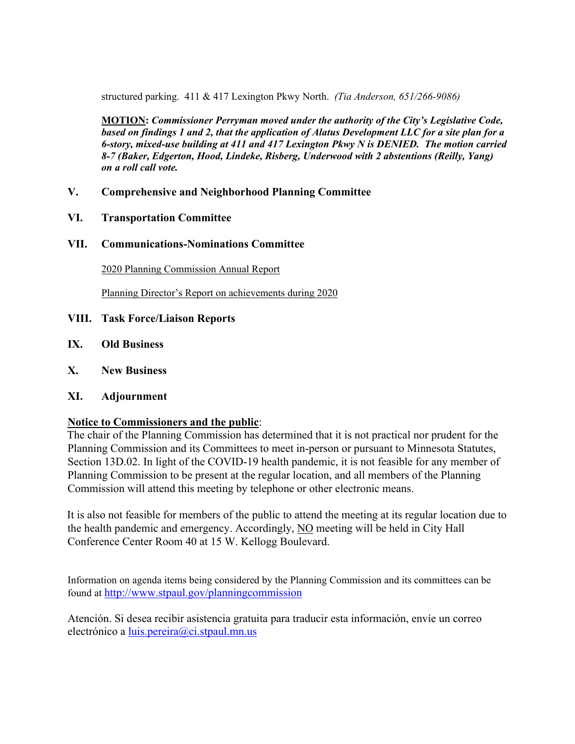structured parking. 411 & 417 Lexington Pkwy North. *(Tia Anderson, 651/266-9086)*

**MOTION:** ***Commissioner Perryman moved under the authority of the City's Legislative Code, based on findings 1 and 2, that the application of Alatus Development LLC for a site plan for a 6-story, mixed-use building at 411 and 417 Lexington Pkwy N is DENIED. The motion carried 8-7 (Baker, Edgerton, Hood, Lindeke, Risberg, Underwood with 2 abstentions (Reilly, Yang) on a roll call vote.***

## V. Comprehensive and Neighborhood Planning Committee

## VI. Transportation Committee

## VII. Communications-Nominations Committee

2020 Planning Commission Annual Report

Planning Director's Report on achievements during 2020

## VIII. Task Force/Liaison Reports

## IX. Old Business

## X. New Business

## XI. Adjournment

**Notice to Commissioners and the public**:
The chair of the Planning Commission has determined that it is not practical nor prudent for the Planning Commission and its Committees to meet in-person or pursuant to Minnesota Statutes, Section 13D.02. In light of the COVID-19 health pandemic, it is not feasible for any member of Planning Commission to be present at the regular location, and all members of the Planning Commission will attend this meeting by telephone or other electronic means.

It is also not feasible for members of the public to attend the meeting at its regular location due to the health pandemic and emergency. Accordingly, NO meeting will be held in City Hall Conference Center Room 40 at 15 W. Kellogg Boulevard.

Information on agenda items being considered by the Planning Commission and its committees can be found at http://www.stpaul.gov/planningcommission

Atención. Si desea recibir asistencia gratuita para traducir esta información, envíe un correo electrónico a luis.pereira@ci.stpaul.mn.us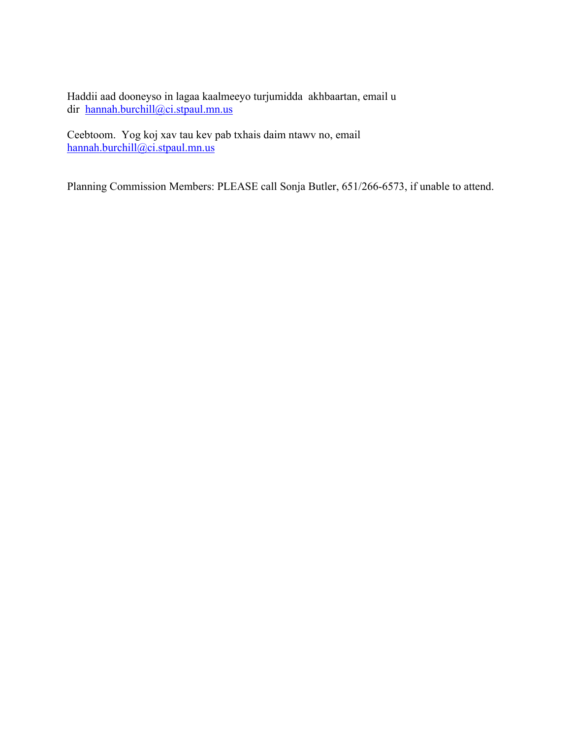Haddii aad dooneyso in lagaa kaalmeeyo turjumidda  akhbaartan, email u dir  hannah.burchill@ci.stpaul.mn.us

Ceebtoom.  Yog koj xav tau kev pab txhais daim ntawv no, email hannah.burchill@ci.stpaul.mn.us

Planning Commission Members: PLEASE call Sonja Butler, 651/266-6573, if unable to attend.